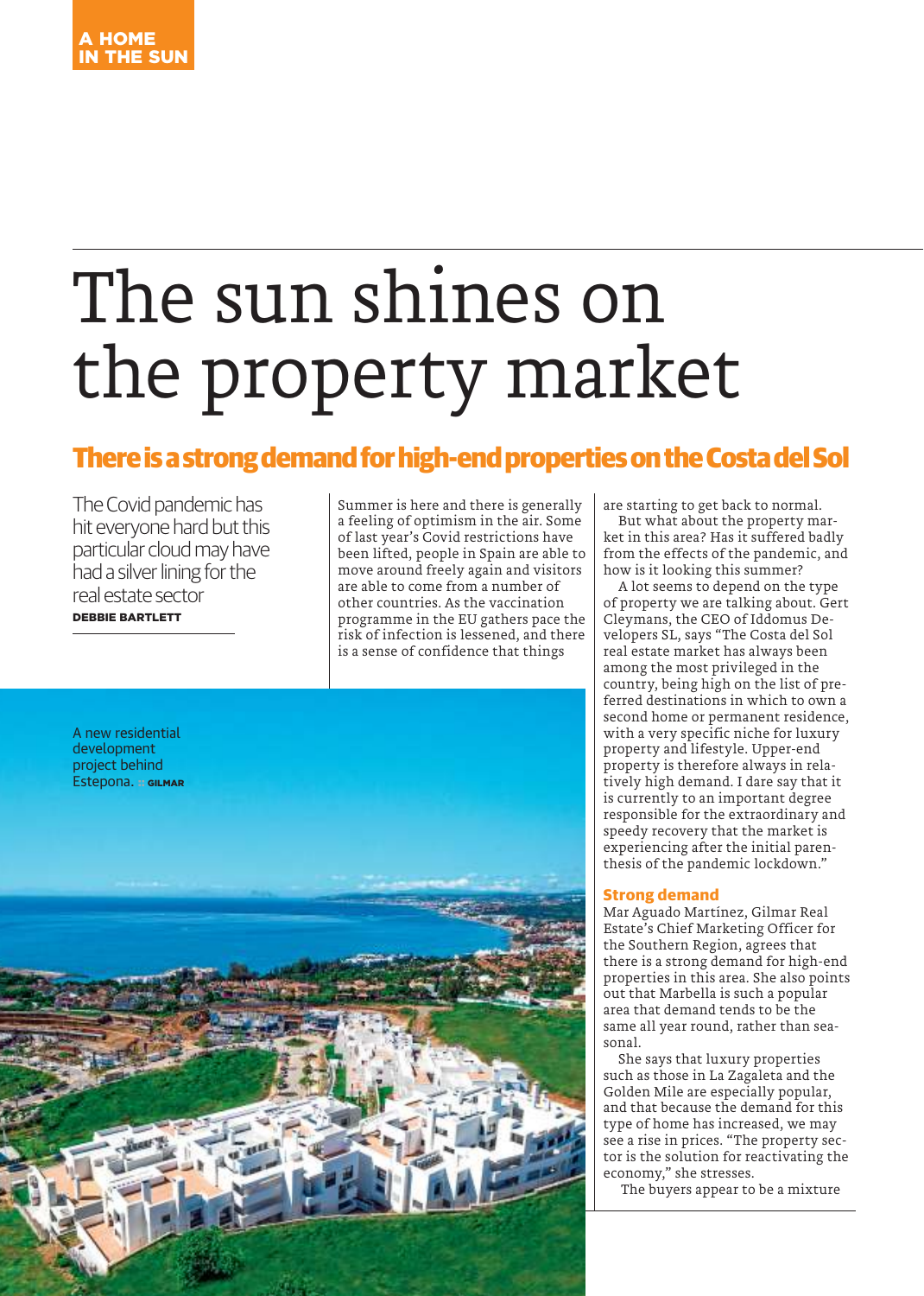A HOME IN THE SUN

# The sun shines on the property market

## There is a strong demand for high-end properties on the Costa del Sol

The Covid pandemic has hit everyone hard but this particular cloud may have had a silver lining for the real estate sector

**DEBBIE BARTLETT**

Summer is here and there is generally a feeling of optimism in the air. Some of last year's Covid restrictions have been lifted, people in Spain are able to move around freely again and visitors are able to come from a number of other countries. As the vaccination programme in the EU gathers pace the risk of infection is lessened, and there is a sense of confidence that things are starting to get back to normal.

But what about the property market in this area? Has it suffered badly from the effects of the pandemic, and how is it looking this summer?

A lot seems to depend on the type of property we are talking about. Gert Cleymans, the CEO of Iddomus Developers SL, says "The Costa del Sol real estate market has always been among the most privileged in the country, being high on the list of preferred destinations in which to own a second home or permanent residence, with a very specific niche for luxury property and lifestyle. Upper-end property is therefore always in relatively high demand. I dare say that it is currently to an important degree responsible for the extraordinary and speedy recovery that the market is experiencing after the initial parenthesis of the pandemic lockdown."

A new residential development project behind Estepona. GILMAR

### Strong demand

Mar Aguado Martínez, Gilmar Real Estate's Chief Marketing Officer for the Southern Region, agrees that there is a strong demand for high-end properties in this area. She also points out that Marbella is such a popular area that demand tends to be the same all year round, rather than seasonal.

She says that luxury properties such as those in La Zagaleta and the Golden Mile are especially popular, and that because the demand for this type of home has increased, we may see a rise in prices. "The property sector is the solution for reactivating the economy," she stresses.

The buyers appear to be a mixture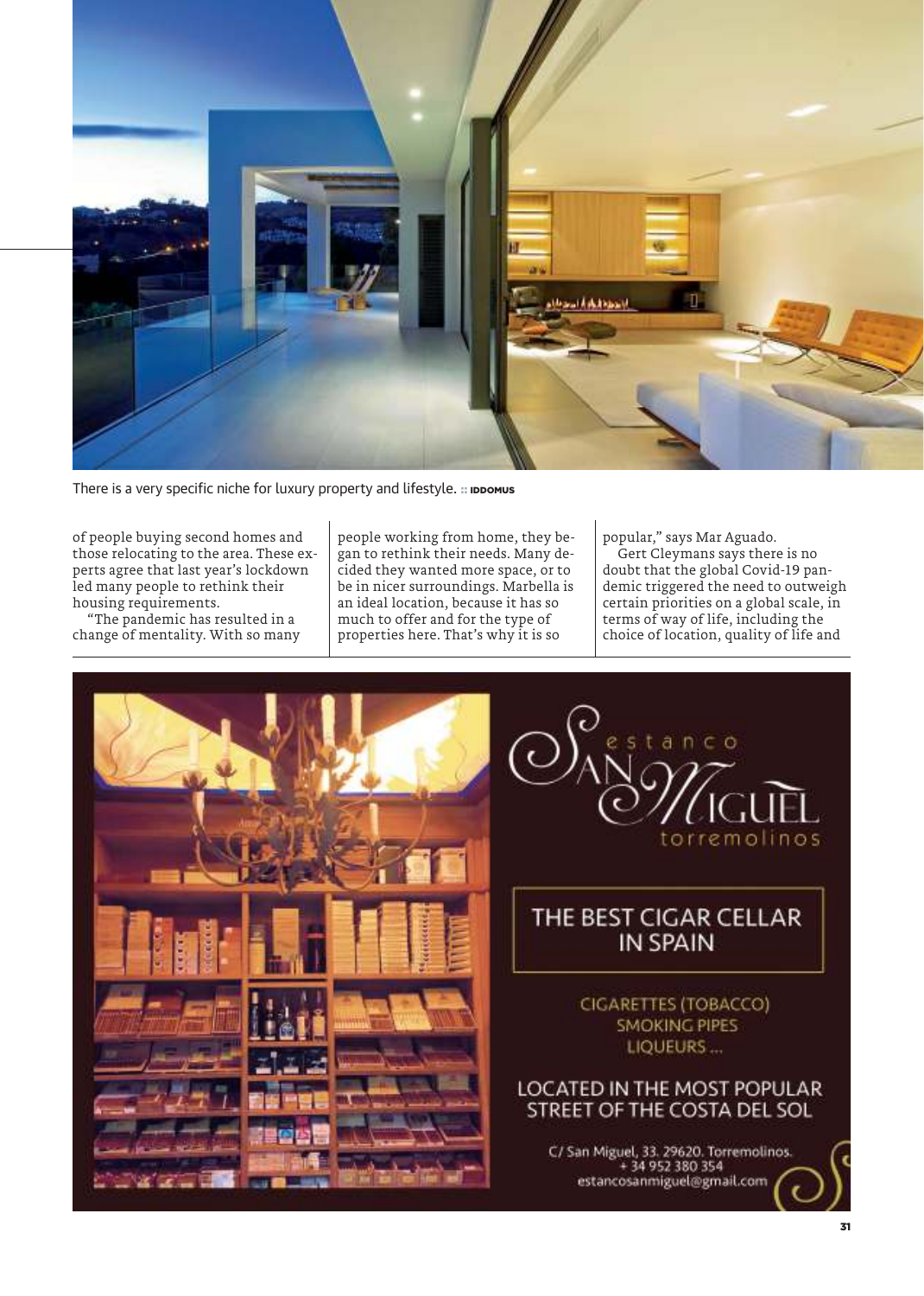There is a very specific niche for luxury property and lifestyle. :: IDDOMUS

of people buying second homes and those relocating to the area. These experts agree that last year's lockdown led many people to rethink their housing requirements.

"The pandemic has resulted in a change of mentality. With so many people working from home, they began to rethink their needs. Many decided they wanted more space, or to be in nicer surroundings. Marbella is an ideal location, because it has so much to offer and for the type of properties here. That's why it is so popular," says Mar Aguado.

Gert Cleymans says there is no doubt that the global Covid-19 pandemic triggered the need to outweigh certain priorities on a global scale, in terms of way of life, including the choice of location, quality of life and

estanco San Miguel torremolinos

THE BEST CIGAR CELLAR IN SPAIN

CIGARETTES (TOBACCO)
SMOKING PIPES
LIQUEURS ...

LOCATED IN THE MOST POPULAR STREET OF THE COSTA DEL SOL

C/ San Miguel, 33. 29620. Torremolinos.
+ 34 952 380 354
estancosanmiguel@gmail.com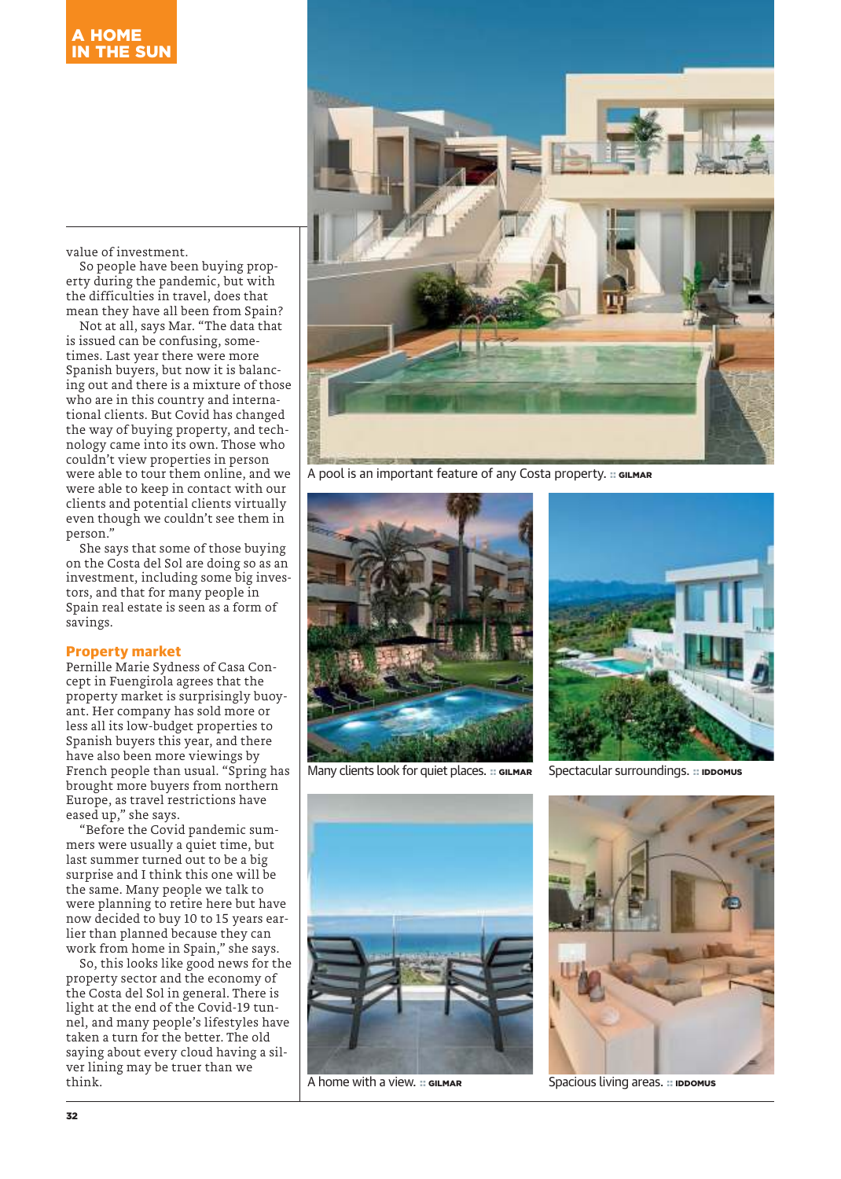A HOME IN THE SUN

value of investment.

So people have been buying property during the pandemic, but with the difficulties in travel, does that mean they have all been from Spain?

Not at all, says Mar. "The data that is issued can be confusing, sometimes. Last year there were more Spanish buyers, but now it is balancing out and there is a mixture of those who are in this country and international clients. But Covid has changed the way of buying property, and technology came into its own. Those who couldn't view properties in person were able to tour them online, and we were able to keep in contact with our clients and potential clients virtually even though we couldn't see them in person."

She says that some of those buying on the Costa del Sol are doing so as an investment, including some big investors, and that for many people in Spain real estate is seen as a form of savings.

## Property market

Pernille Marie Sydness of Casa Concept in Fuengirola agrees that the property market is surprisingly buoyant. Her company has sold more or less all its low-budget properties to Spanish buyers this year, and there have also been more viewings by French people than usual. "Spring has brought more buyers from northern Europe, as travel restrictions have eased up," she says.

"Before the Covid pandemic summers were usually a quiet time, but last summer turned out to be a big surprise and I think this one will be the same. Many people we talk to were planning to retire here but have now decided to buy 10 to 15 years earlier than planned because they can work from home in Spain," she says.

So, this looks like good news for the property sector and the economy of the Costa del Sol in general. There is light at the end of the Covid-19 tunnel, and many people's lifestyles have taken a turn for the better. The old saying about every cloud having a silver lining may be truer than we think.

A pool is an important feature of any Costa property. :: GILMAR

Many clients look for quiet places. :: GILMAR

Spectacular surroundings. :: IDDOMUS

A home with a view. :: GILMAR

Spacious living areas. :: IDDOMUS